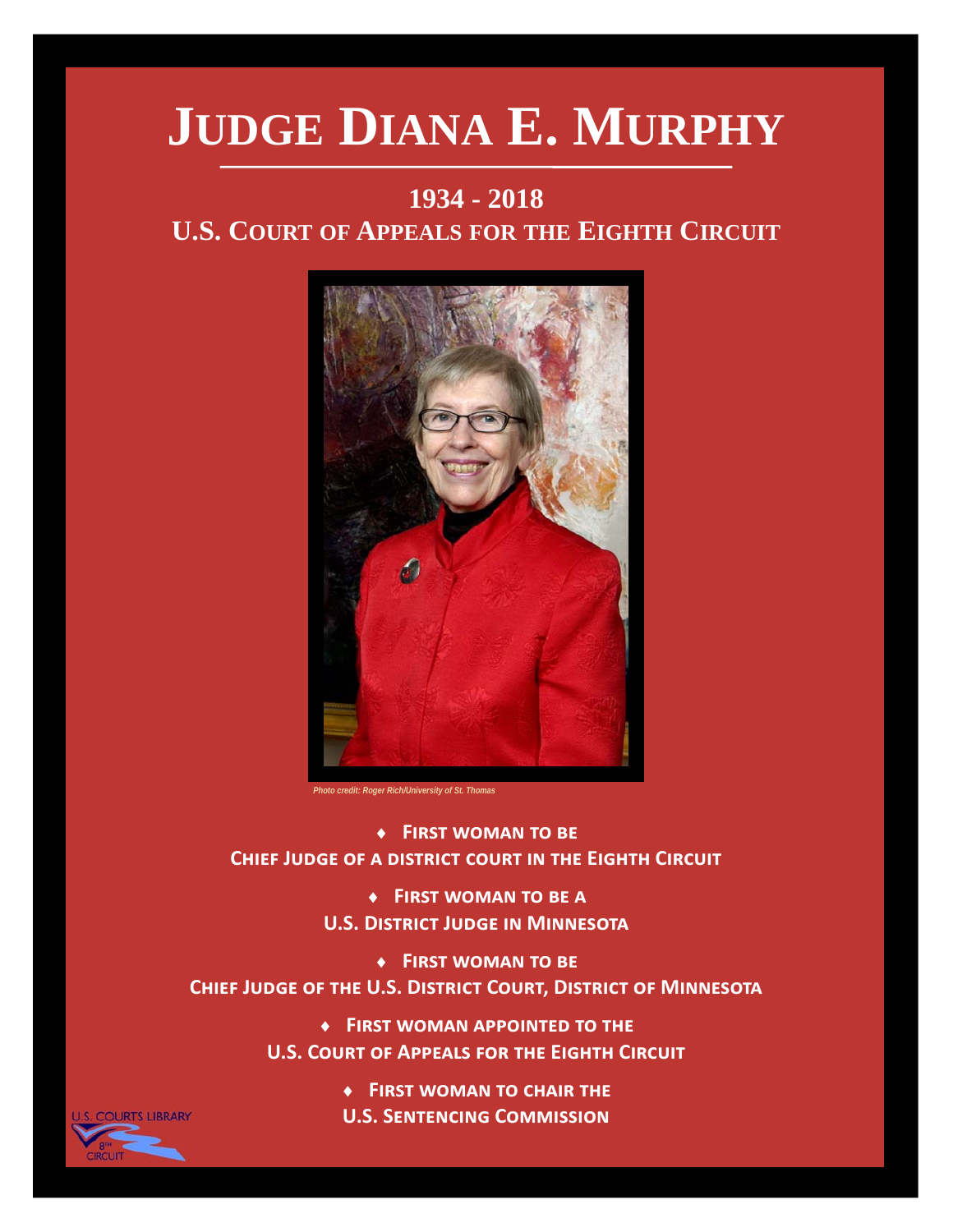# Judge Diana E. Murphy

## 1934 - 2018

## U.S. Court of Appeals for the Eighth Circuit

*Photo credit: Roger Rich/University of St. Thomas*

- **First woman to be Chief Judge of a district court in the Eighth Circuit**
- **First woman to be a U.S. District Judge in Minnesota**
- **First woman to be Chief Judge of the U.S. District Court, District of Minnesota**
- **First woman appointed to the U.S. Court of Appeals for the Eighth Circuit**
- **First woman to chair the U.S. Sentencing Commission**

U.S. Courts Library 8th Circuit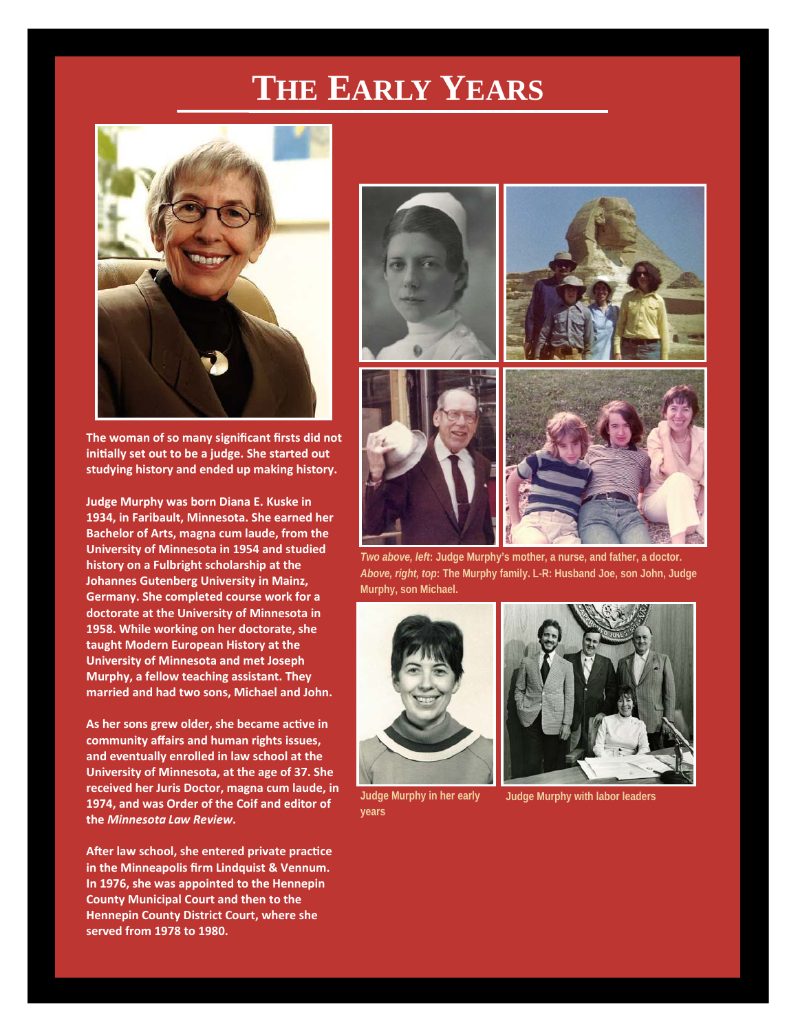# The Early Years

The woman of so many significant firsts did not initially set out to be a judge. She started out studying history and ended up making history.

Judge Murphy was born Diana E. Kuske in 1934, in Faribault, Minnesota. She earned her Bachelor of Arts, magna cum laude, from the University of Minnesota in 1954 and studied history on a Fulbright scholarship at the Johannes Gutenberg University in Mainz, Germany. She completed course work for a doctorate at the University of Minnesota in 1958. While working on her doctorate, she taught Modern European History at the University of Minnesota and met Joseph Murphy, a fellow teaching assistant. They married and had two sons, Michael and John.

As her sons grew older, she became active in community affairs and human rights issues, and eventually enrolled in law school at the University of Minnesota, at the age of 37. She received her Juris Doctor, magna cum laude, in 1974, and was Order of the Coif and editor of the *Minnesota Law Review*.

After law school, she entered private practice in the Minneapolis firm Lindquist & Vennum. In 1976, she was appointed to the Hennepin County Municipal Court and then to the Hennepin County District Court, where she served from 1978 to 1980.

*Two above, left*: Judge Murphy's mother, a nurse, and father, a doctor. *Above, right, top*: The Murphy family. L-R: Husband Joe, son John, Judge Murphy, son Michael.

Judge Murphy in her early years

Judge Murphy with labor leaders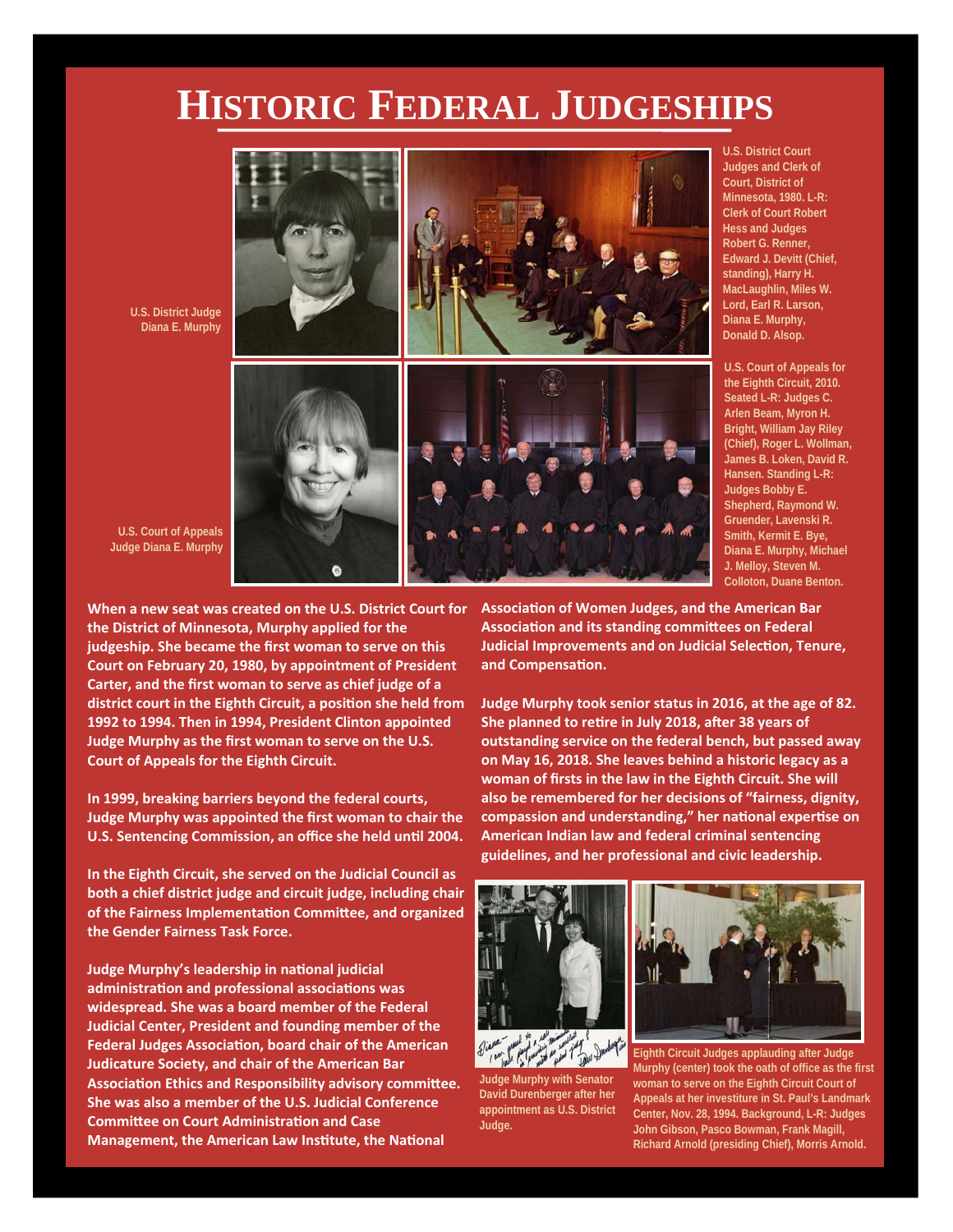# HISTORIC FEDERAL JUDGESHIPS

U.S. District Judge Diana E. Murphy

U.S. District Court Judges and Clerk of Court, District of Minnesota, 1980. L-R: Clerk of Court Robert Hess and Judges Robert G. Renner, Edward J. Devitt (Chief, standing), Harry H. MacLaughlin, Miles W. Lord, Earl R. Larson, Diana E. Murphy, Donald D. Alsop.

U.S. Court of Appeals Judge Diana E. Murphy

U.S. Court of Appeals for the Eighth Circuit, 2010. Seated L-R: Judges C. Arlen Beam, Myron H. Bright, William Jay Riley (Chief), Roger L. Wollman, James B. Loken, David R. Hansen. Standing L-R: Judges Bobby E. Shepherd, Raymond W. Gruender, Lavenski R. Smith, Kermit E. Bye, Diana E. Murphy, Michael J. Melloy, Steven M. Colloton, Duane Benton.

**When a new seat was created on the U.S. District Court for the District of Minnesota, Murphy applied for the judgeship. She became the first woman to serve on this Court on February 20, 1980, by appointment of President Carter, and the first woman to serve as chief judge of a district court in the Eighth Circuit, a position she held from 1992 to 1994. Then in 1994, President Clinton appointed Judge Murphy as the first woman to serve on the U.S. Court of Appeals for the Eighth Circuit.**

**In 1999, breaking barriers beyond the federal courts, Judge Murphy was appointed the first woman to chair the U.S. Sentencing Commission, an office she held until 2004.**

**In the Eighth Circuit, she served on the Judicial Council as both a chief district judge and circuit judge, including chair of the Fairness Implementation Committee, and organized the Gender Fairness Task Force.**

**Judge Murphy's leadership in national judicial administration and professional associations was widespread. She was a board member of the Federal Judicial Center, President and founding member of the Federal Judges Association, board chair of the American Judicature Society, and chair of the American Bar Association Ethics and Responsibility advisory committee. She was also a member of the U.S. Judicial Conference Committee on Court Administration and Case Management, the American Law Institute, the National Association of Women Judges, and the American Bar Association and its standing committees on Federal Judicial Improvements and on Judicial Selection, Tenure, and Compensation.**

**Judge Murphy took senior status in 2016, at the age of 82. She planned to retire in July 2018, after 38 years of outstanding service on the federal bench, but passed away on May 16, 2018. She leaves behind a historic legacy as a woman of firsts in the law in the Eighth Circuit. She will also be remembered for her decisions of "fairness, dignity, compassion and understanding," her national expertise on American Indian law and federal criminal sentencing guidelines, and her professional and civic leadership.**

Judge Murphy with Senator David Durenberger after her appointment as U.S. District Judge.

Eighth Circuit Judges applauding after Judge Murphy (center) took the oath of office as the first woman to serve on the Eighth Circuit Court of Appeals at her investiture in St. Paul's Landmark Center, Nov. 28, 1994. Background, L-R: Judges John Gibson, Pasco Bowman, Frank Magill, Richard Arnold (presiding Chief), Morris Arnold.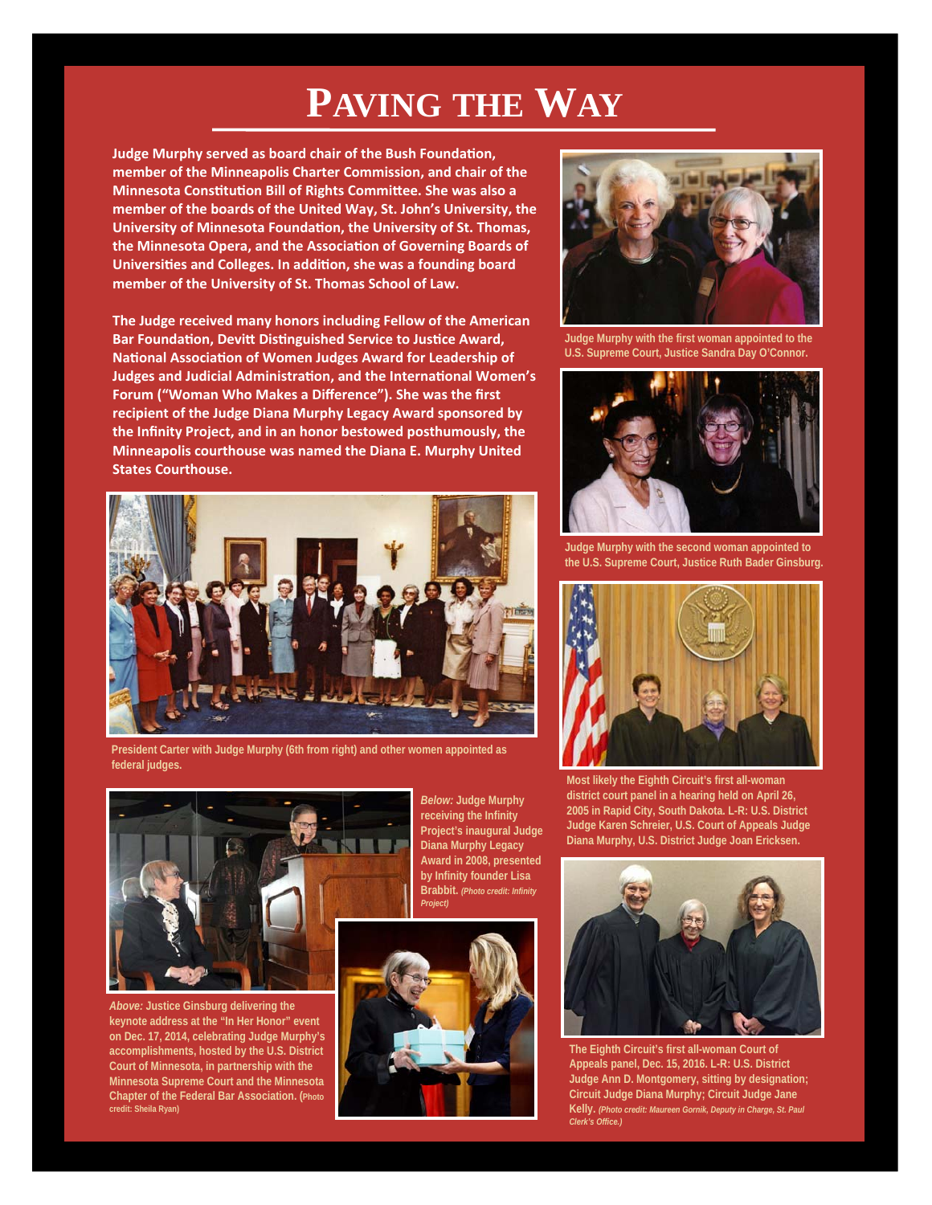# Paving the Way

**Judge Murphy served as board chair of the Bush Foundation, member of the Minneapolis Charter Commission, and chair of the Minnesota Constitution Bill of Rights Committee. She was also a member of the boards of the United Way, St. John's University, the University of Minnesota Foundation, the University of St. Thomas, the Minnesota Opera, and the Association of Governing Boards of Universities and Colleges. In addition, she was a founding board member of the University of St. Thomas School of Law.**

**The Judge received many honors including Fellow of the American Bar Foundation, Devitt Distinguished Service to Justice Award, National Association of Women Judges Award for Leadership of Judges and Judicial Administration, and the International Women's Forum ("Woman Who Makes a Difference"). She was the first recipient of the Judge Diana Murphy Legacy Award sponsored by the Infinity Project, and in an honor bestowed posthumously, the Minneapolis courthouse was named the Diana E. Murphy United States Courthouse.**

Judge Murphy with the first woman appointed to the U.S. Supreme Court, Justice Sandra Day O'Connor.

Judge Murphy with the second woman appointed to the U.S. Supreme Court, Justice Ruth Bader Ginsburg.

President Carter with Judge Murphy (6th from right) and other women appointed as federal judges.

Most likely the Eighth Circuit's first all-woman district court panel in a hearing held on April 26, 2005 in Rapid City, South Dakota. L-R: U.S. District Judge Karen Schreier, U.S. Court of Appeals Judge Diana Murphy, U.S. District Judge Joan Ericksen.

*Below:* Judge Murphy receiving the Infinity Project's inaugural Judge Diana Murphy Legacy Award in 2008, presented by Infinity founder Lisa Brabbit. *(Photo credit: Infinity Project)*

*Above:* Justice Ginsburg delivering the keynote address at the "In Her Honor" event on Dec. 17, 2014, celebrating Judge Murphy's accomplishments, hosted by the U.S. District Court of Minnesota, in partnership with the Minnesota Supreme Court and the Minnesota Chapter of the Federal Bar Association. (Photo credit: Sheila Ryan)

The Eighth Circuit's first all-woman Court of Appeals panel, Dec. 15, 2016. L-R: U.S. District Judge Ann D. Montgomery, sitting by designation; Circuit Judge Diana Murphy; Circuit Judge Jane Kelly. *(Photo credit: Maureen Gornik, Deputy in Charge, St. Paul Clerk's Office.)*